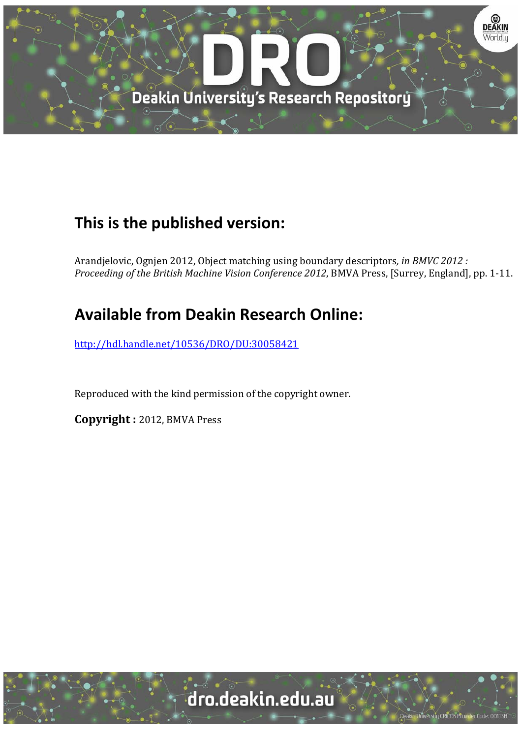# This is the published version:

Arandjelovic, Ognjen 2012, Object matching using boundary descriptors*, in BMVC 2012 : Proceeding of the British Machine Vision Conference 2012*, BMVA Press, [Surrey, England], pp. 1-11.

# Available from Deakin Research Online:

http://hdl.handle.net/10536/DRO/DU:30058421

Reproduced with the kind permission of the copyright owner.

**Copyright :** 2012, BMVA Press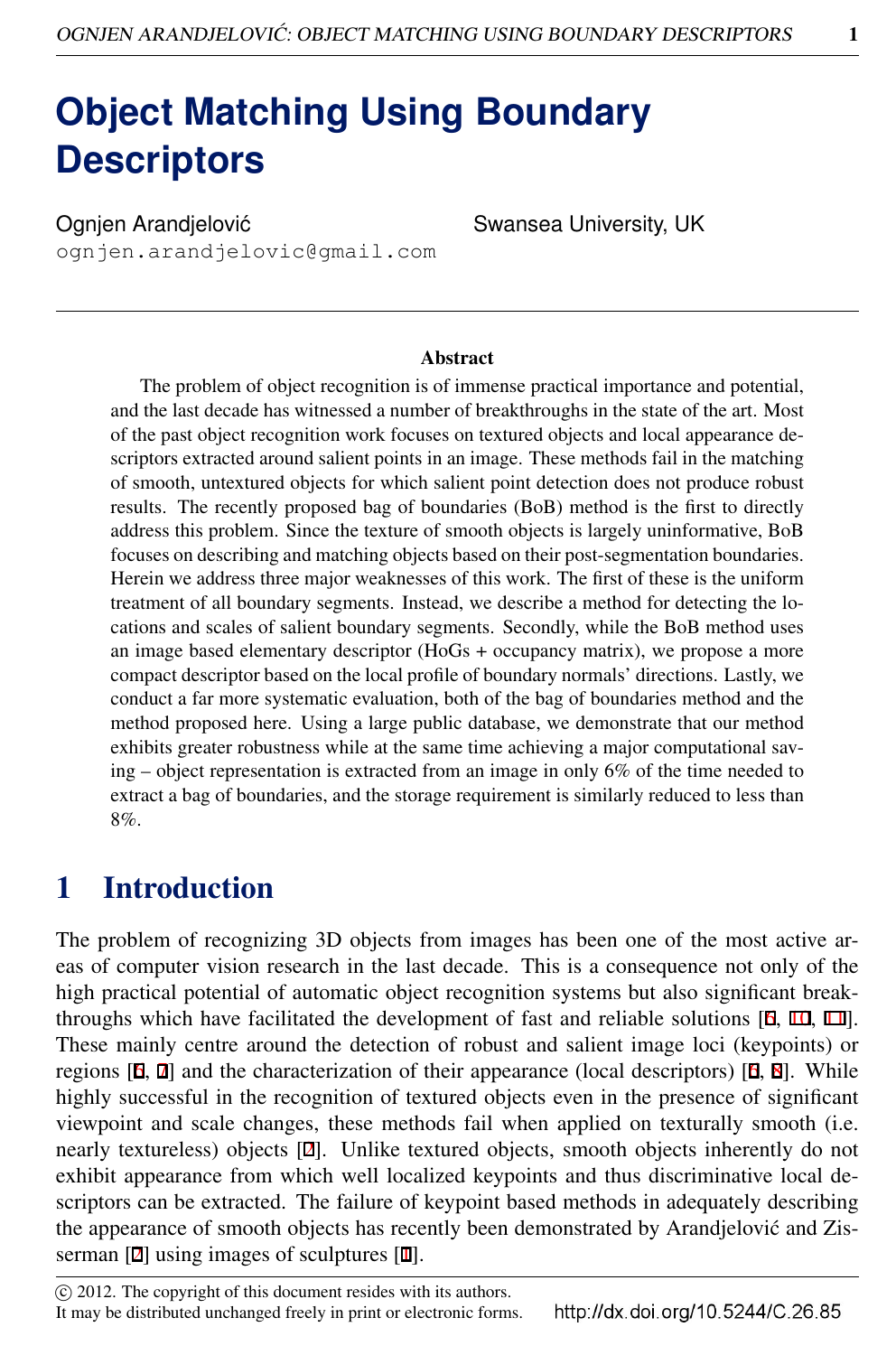# Object Matching Using Boundary Descriptors

Ognjen Arandjelović
ognjen.arandjelovic@gmail.com

Swansea University, UK

## Abstract

The problem of object recognition is of immense practical importance and potential, and the last decade has witnessed a number of breakthroughs in the state of the art. Most of the past object recognition work focuses on textured objects and local appearance descriptors extracted around salient points in an image. These methods fail in the matching of smooth, untextured objects for which salient point detection does not produce robust results. The recently proposed bag of boundaries (BoB) method is the first to directly address this problem. Since the texture of smooth objects is largely uninformative, BoB focuses on describing and matching objects based on their post-segmentation boundaries. Herein we address three major weaknesses of this work. The first of these is the uniform treatment of all boundary segments. Instead, we describe a method for detecting the locations and scales of salient boundary segments. Secondly, while the BoB method uses an image based elementary descriptor (HoGs + occupancy matrix), we propose a more compact descriptor based on the local profile of boundary normals' directions. Lastly, we conduct a far more systematic evaluation, both of the bag of boundaries method and the method proposed here. Using a large public database, we demonstrate that our method exhibits greater robustness while at the same time achieving a major computational saving – object representation is extracted from an image in only 6% of the time needed to extract a bag of boundaries, and the storage requirement is similarly reduced to less than 8%.

## 1 Introduction

The problem of recognizing 3D objects from images has been one of the most active areas of computer vision research in the last decade. This is a consequence not only of the high practical potential of automatic object recognition systems but also significant breakthroughs which have facilitated the development of fast and reliable solutions [6, 10, 11]. These mainly centre around the detection of robust and salient image loci (keypoints) or regions [6, 7] and the characterization of their appearance (local descriptors) [6, 8]. While highly successful in the recognition of textured objects even in the presence of significant viewpoint and scale changes, these methods fail when applied on texturally smooth (i.e. nearly textureless) objects [2]. Unlike textured objects, smooth objects inherently do not exhibit appearance from which well localized keypoints and thus discriminative local descriptors can be extracted. The failure of keypoint based methods in adequately describing the appearance of smooth objects has recently been demonstrated by Arandjelović and Zisserman [2] using images of sculptures [1].

© 2012. The copyright of this document resides with its authors.
It may be distributed unchanged freely in print or electronic forms. http://dx.doi.org/10.5244/C.26.85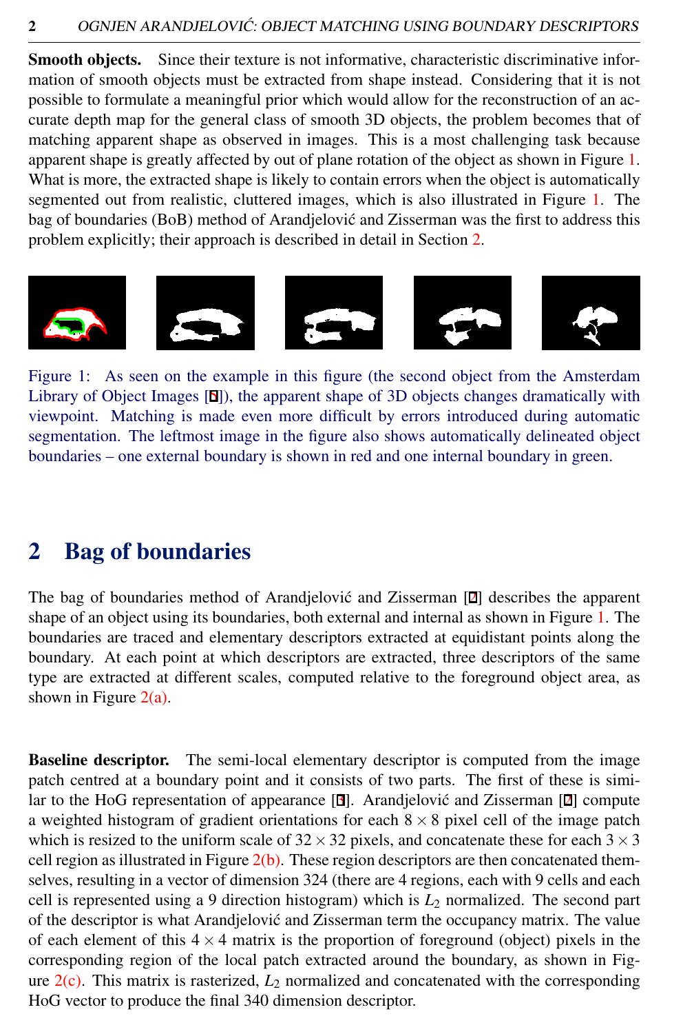**Smooth objects.** Since their texture is not informative, characteristic discriminative information of smooth objects must be extracted from shape instead. Considering that it is not possible to formulate a meaningful prior which would allow for the reconstruction of an accurate depth map for the general class of smooth 3D objects, the problem becomes that of matching apparent shape as observed in images. This is a most challenging task because apparent shape is greatly affected by out of plane rotation of the object as shown in Figure 1. What is more, the extracted shape is likely to contain errors when the object is automatically segmented out from realistic, cluttered images, which is also illustrated in Figure 1. The bag of boundaries (BoB) method of Arandjelović and Zisserman was the first to address this problem explicitly; their approach is described in detail in Section 2.

Figure 1: As seen on the example in this figure (the second object from the Amsterdam Library of Object Images [5]), the apparent shape of 3D objects changes dramatically with viewpoint. Matching is made even more difficult by errors introduced during automatic segmentation. The leftmost image in the figure also shows automatically delineated object boundaries – one external boundary is shown in red and one internal boundary in green.

## 2 Bag of boundaries

The bag of boundaries method of Arandjelović and Zisserman [2] describes the apparent shape of an object using its boundaries, both external and internal as shown in Figure 1. The boundaries are traced and elementary descriptors extracted at equidistant points along the boundary. At each point at which descriptors are extracted, three descriptors of the same type are extracted at different scales, computed relative to the foreground object area, as shown in Figure 2(a).

**Baseline descriptor.** The semi-local elementary descriptor is computed from the image patch centred at a boundary point and it consists of two parts. The first of these is similar to the HoG representation of appearance [3]. Arandjelović and Zisserman [2] compute a weighted histogram of gradient orientations for each $8 \times 8$ pixel cell of the image patch which is resized to the uniform scale of $32 \times 32$ pixels, and concatenate these for each $3 \times 3$ cell region as illustrated in Figure 2(b). These region descriptors are then concatenated themselves, resulting in a vector of dimension 324 (there are 4 regions, each with 9 cells and each cell is represented using a 9 direction histogram) which is $L_2$ normalized. The second part of the descriptor is what Arandjelović and Zisserman term the occupancy matrix. The value of each element of this $4 \times 4$ matrix is the proportion of foreground (object) pixels in the corresponding region of the local patch extracted around the boundary, as shown in Figure 2(c). This matrix is rasterized, $L_2$ normalized and concatenated with the corresponding HoG vector to produce the final 340 dimension descriptor.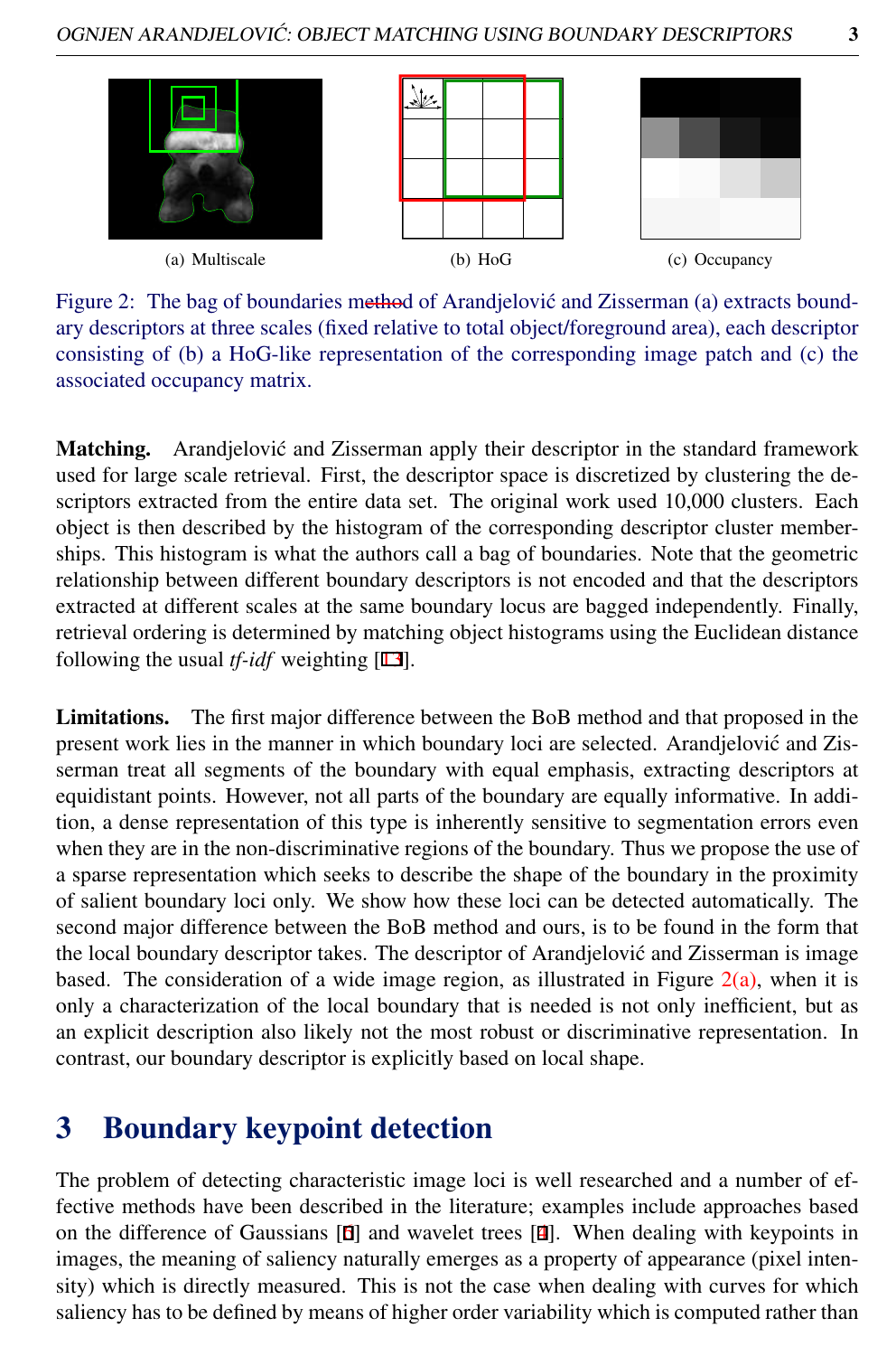(a) Multiscale

(b) HoG

(c) Occupancy

Figure 2: The bag of boundaries method of Arandjelović and Zisserman (a) extracts boundary descriptors at three scales (fixed relative to total object/foreground area), each descriptor consisting of (b) a HoG-like representation of the corresponding image patch and (c) the associated occupancy matrix.

**Matching.** Arandjelović and Zisserman apply their descriptor in the standard framework used for large scale retrieval. First, the descriptor space is discretized by clustering the descriptors extracted from the entire data set. The original work used 10,000 clusters. Each object is then described by the histogram of the corresponding descriptor cluster memberships. This histogram is what the authors call a bag of boundaries. Note that the geometric relationship between different boundary descriptors is not encoded and that the descriptors extracted at different scales at the same boundary locus are bagged independently. Finally, retrieval ordering is determined by matching object histograms using the Euclidean distance following the usual *tf-idf* weighting [13].

**Limitations.** The first major difference between the BoB method and that proposed in the present work lies in the manner in which boundary loci are selected. Arandjelović and Zisserman treat all segments of the boundary with equal emphasis, extracting descriptors at equidistant points. However, not all parts of the boundary are equally informative. In addition, a dense representation of this type is inherently sensitive to segmentation errors even when they are in the non-discriminative regions of the boundary. Thus we propose the use of a sparse representation which seeks to describe the shape of the boundary in the proximity of salient boundary loci only. We show how these loci can be detected automatically. The second major difference between the BoB method and ours, is to be found in the form that the local boundary descriptor takes. The descriptor of Arandjelović and Zisserman is image based. The consideration of a wide image region, as illustrated in Figure 2(a), when it is only a characterization of the local boundary that is needed is not only inefficient, but as an explicit description also likely not the most robust or discriminative representation. In contrast, our boundary descriptor is explicitly based on local shape.

# 3 Boundary keypoint detection

The problem of detecting characteristic image loci is well researched and a number of effective methods have been described in the literature; examples include approaches based on the difference of Gaussians [6] and wavelet trees [4]. When dealing with keypoints in images, the meaning of saliency naturally emerges as a property of appearance (pixel intensity) which is directly measured. This is not the case when dealing with curves for which saliency has to be defined by means of higher order variability which is computed rather than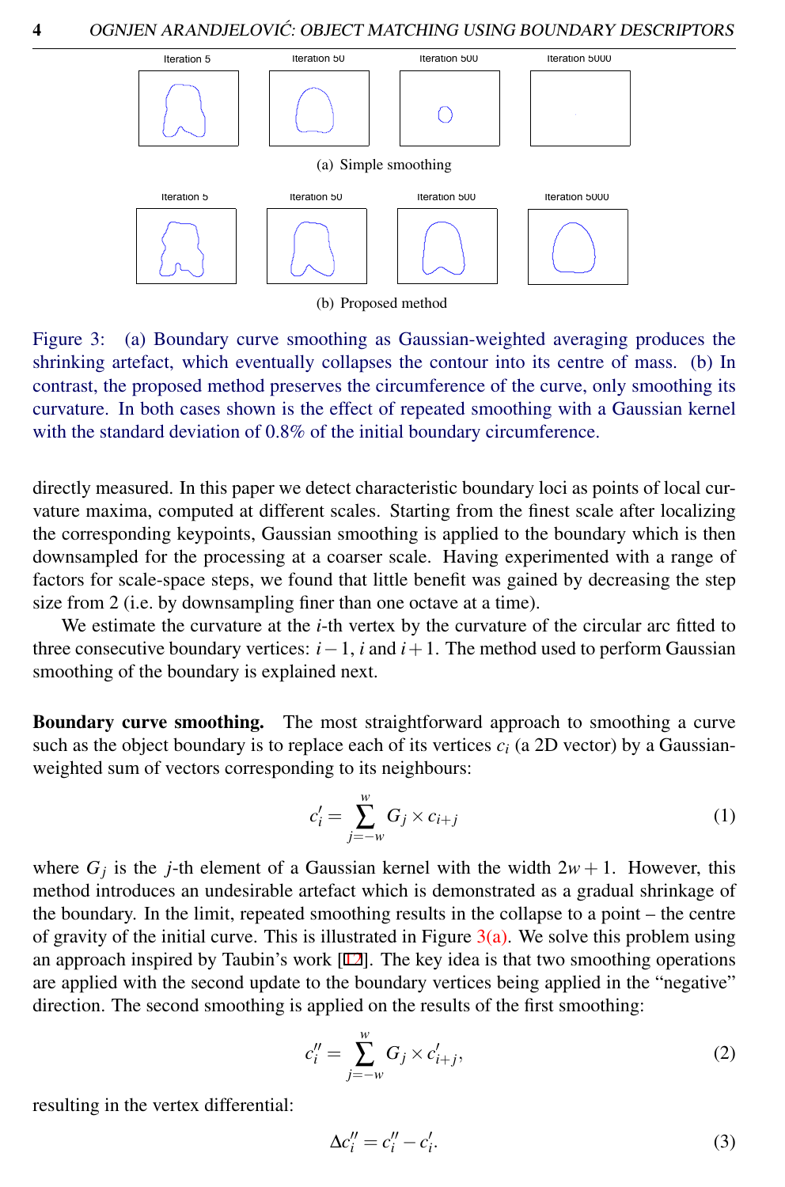Iteration 5
Iteration 50
Iteration 500
Iteration 5000

(a) Simple smoothing

Iteration 5
Iteration 50
Iteration 500
Iteration 5000

(b) Proposed method

Figure 3: (a) Boundary curve smoothing as Gaussian-weighted averaging produces the shrinking artefact, which eventually collapses the contour into its centre of mass. (b) In contrast, the proposed method preserves the circumference of the curve, only smoothing its curvature. In both cases shown is the effect of repeated smoothing with a Gaussian kernel with the standard deviation of 0.8% of the initial boundary circumference.

directly measured. In this paper we detect characteristic boundary loci as points of local curvature maxima, computed at different scales. Starting from the finest scale after localizing the corresponding keypoints, Gaussian smoothing is applied to the boundary which is then downsampled for the processing at a coarser scale. Having experimented with a range of factors for scale-space steps, we found that little benefit was gained by decreasing the step size from 2 (i.e. by downsampling finer than one octave at a time).

We estimate the curvature at the $i$-th vertex by the curvature of the circular arc fitted to three consecutive boundary vertices: $i-1$, $i$ and $i+1$. The method used to perform Gaussian smoothing of the boundary is explained next.

**Boundary curve smoothing.** The most straightforward approach to smoothing a curve such as the object boundary is to replace each of its vertices $c_i$ (a 2D vector) by a Gaussian-weighted sum of vectors corresponding to its neighbours:

$$c'_i = \sum_{j=-w}^{w} G_j \times c_{i+j} \tag{1}$$

where $G_j$ is the $j$-th element of a Gaussian kernel with the width $2w+1$. However, this method introduces an undesirable artefact which is demonstrated as a gradual shrinkage of the boundary. In the limit, repeated smoothing results in the collapse to a point – the centre of gravity of the initial curve. This is illustrated in Figure 3(a). We solve this problem using an approach inspired by Taubin's work [12]. The key idea is that two smoothing operations are applied with the second update to the boundary vertices being applied in the "negative" direction. The second smoothing is applied on the results of the first smoothing:

$$c''_i = \sum_{j=-w}^{w} G_j \times c'_{i+j}, \tag{2}$$

resulting in the vertex differential:

$$\Delta c''_i = c''_i - c'_i. \tag{3}$$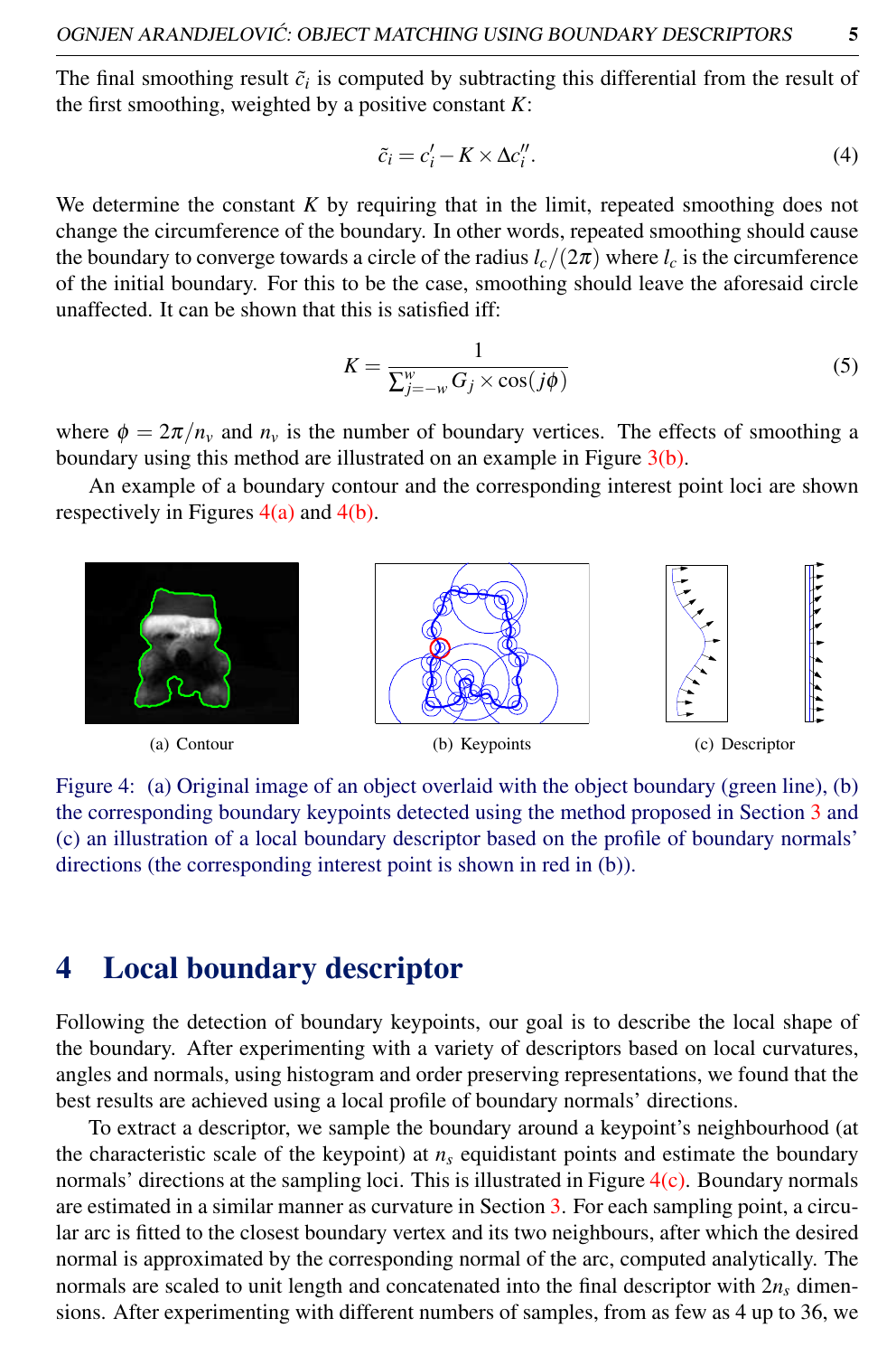The final smoothing result $\tilde{c}_i$ is computed by subtracting this differential from the result of the first smoothing, weighted by a positive constant $K$:

$$\tilde{c}_i = c'_i - K \times \Delta c''_i. \tag{4}$$

We determine the constant $K$ by requiring that in the limit, repeated smoothing does not change the circumference of the boundary. In other words, repeated smoothing should cause the boundary to converge towards a circle of the radius $l_c/(2\pi)$ where $l_c$ is the circumference of the initial boundary. For this to be the case, smoothing should leave the aforesaid circle unaffected. It can be shown that this is satisfied iff:

$$K = \frac{1}{\sum_{j=-w}^{w} G_j \times \cos(j\phi)} \tag{5}$$

where $\phi = 2\pi/n_v$ and $n_v$ is the number of boundary vertices. The effects of smoothing a boundary using this method are illustrated on an example in Figure 3(b).

An example of a boundary contour and the corresponding interest point loci are shown respectively in Figures 4(a) and 4(b).

(a) Contour

(b) Keypoints

(c) Descriptor

Figure 4: (a) Original image of an object overlaid with the object boundary (green line), (b) the corresponding boundary keypoints detected using the method proposed in Section 3 and (c) an illustration of a local boundary descriptor based on the profile of boundary normals' directions (the corresponding interest point is shown in red in (b)).

## 4 Local boundary descriptor

Following the detection of boundary keypoints, our goal is to describe the local shape of the boundary. After experimenting with a variety of descriptors based on local curvatures, angles and normals, using histogram and order preserving representations, we found that the best results are achieved using a local profile of boundary normals' directions.

To extract a descriptor, we sample the boundary around a keypoint's neighbourhood (at the characteristic scale of the keypoint) at $n_s$ equidistant points and estimate the boundary normals' directions at the sampling loci. This is illustrated in Figure 4(c). Boundary normals are estimated in a similar manner as curvature in Section 3. For each sampling point, a circular arc is fitted to the closest boundary vertex and its two neighbours, after which the desired normal is approximated by the corresponding normal of the arc, computed analytically. The normals are scaled to unit length and concatenated into the final descriptor with $2n_s$ dimensions. After experimenting with different numbers of samples, from as few as 4 up to 36, we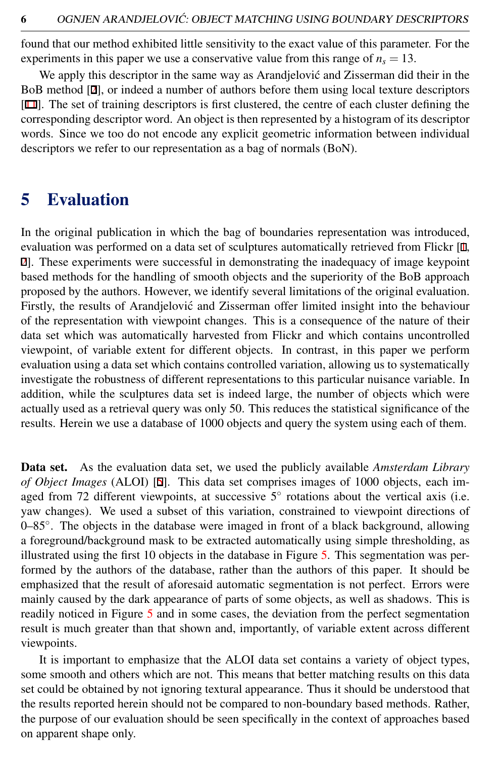found that our method exhibited little sensitivity to the exact value of this parameter. For the experiments in this paper we use a conservative value from this range of $n_s = 13$.

We apply this descriptor in the same way as Arandjelović and Zisserman did their in the BoB method [2], or indeed a number of authors before them using local texture descriptors [11]. The set of training descriptors is first clustered, the centre of each cluster defining the corresponding descriptor word. An object is then represented by a histogram of its descriptor words. Since we too do not encode any explicit geometric information between individual descriptors we refer to our representation as a bag of normals (BoN).

# 5 Evaluation

In the original publication in which the bag of boundaries representation was introduced, evaluation was performed on a data set of sculptures automatically retrieved from Flickr [1, 2]. These experiments were successful in demonstrating the inadequacy of image keypoint based methods for the handling of smooth objects and the superiority of the BoB approach proposed by the authors. However, we identify several limitations of the original evaluation. Firstly, the results of Arandjelović and Zisserman offer limited insight into the behaviour of the representation with viewpoint changes. This is a consequence of the nature of their data set which was automatically harvested from Flickr and which contains uncontrolled viewpoint, of variable extent for different objects. In contrast, in this paper we perform evaluation using a data set which contains controlled variation, allowing us to systematically investigate the robustness of different representations to this particular nuisance variable. In addition, while the sculptures data set is indeed large, the number of objects which were actually used as a retrieval query was only 50. This reduces the statistical significance of the results. Herein we use a database of 1000 objects and query the system using each of them.

**Data set.** As the evaluation data set, we used the publicly available *Amsterdam Library of Object Images* (ALOI) [5]. This data set comprises images of 1000 objects, each imaged from 72 different viewpoints, at successive $5^{\circ}$ rotations about the vertical axis (i.e. yaw changes). We used a subset of this variation, constrained to viewpoint directions of 0–$85^{\circ}$. The objects in the database were imaged in front of a black background, allowing a foreground/background mask to be extracted automatically using simple thresholding, as illustrated using the first 10 objects in the database in Figure 5. This segmentation was performed by the authors of the database, rather than the authors of this paper. It should be emphasized that the result of aforesaid automatic segmentation is not perfect. Errors were mainly caused by the dark appearance of parts of some objects, as well as shadows. This is readily noticed in Figure 5 and in some cases, the deviation from the perfect segmentation result is much greater than that shown and, importantly, of variable extent across different viewpoints.

It is important to emphasize that the ALOI data set contains a variety of object types, some smooth and others which are not. This means that better matching results on this data set could be obtained by not ignoring textural appearance. Thus it should be understood that the results reported herein should not be compared to non-boundary based methods. Rather, the purpose of our evaluation should be seen specifically in the context of approaches based on apparent shape only.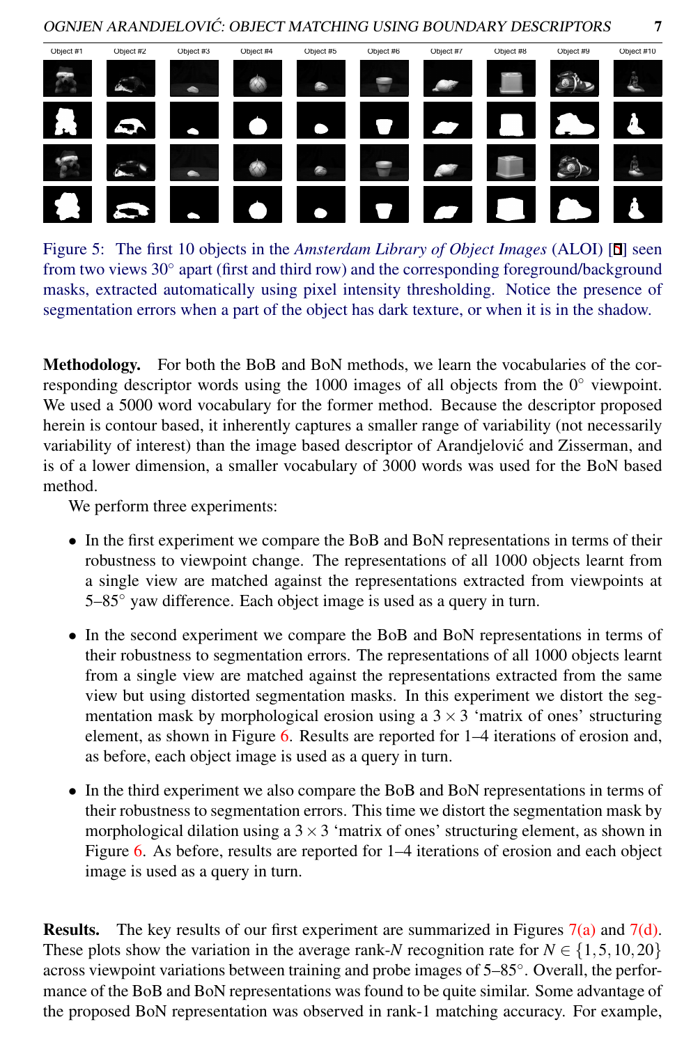Object #1 Object #2 Object #3 Object #4 Object #5 Object #6 Object #7 Object #8 Object #9 Object #10

Figure 5: The first 10 objects in the *Amsterdam Library of Object Images* (ALOI) [5] seen from two views 30° apart (first and third row) and the corresponding foreground/background masks, extracted automatically using pixel intensity thresholding. Notice the presence of segmentation errors when a part of the object has dark texture, or when it is in the shadow.

**Methodology.** For both the BoB and BoN methods, we learn the vocabularies of the corresponding descriptor words using the 1000 images of all objects from the 0° viewpoint. We used a 5000 word vocabulary for the former method. Because the descriptor proposed herein is contour based, it inherently captures a smaller range of variability (not necessarily variability of interest) than the image based descriptor of Arandjelović and Zisserman, and is of a lower dimension, a smaller vocabulary of 3000 words was used for the BoN based method.

We perform three experiments:

- In the first experiment we compare the BoB and BoN representations in terms of their robustness to viewpoint change. The representations of all 1000 objects learnt from a single view are matched against the representations extracted from viewpoints at 5–85° yaw difference. Each object image is used as a query in turn.
- In the second experiment we compare the BoB and BoN representations in terms of their robustness to segmentation errors. The representations of all 1000 objects learnt from a single view are matched against the representations extracted from the same view but using distorted segmentation masks. In this experiment we distort the segmentation mask by morphological erosion using a $3 \times 3$ 'matrix of ones' structuring element, as shown in Figure 6. Results are reported for 1–4 iterations of erosion and, as before, each object image is used as a query in turn.
- In the third experiment we also compare the BoB and BoN representations in terms of their robustness to segmentation errors. This time we distort the segmentation mask by morphological dilation using a $3 \times 3$ 'matrix of ones' structuring element, as shown in Figure 6. As before, results are reported for 1–4 iterations of erosion and each object image is used as a query in turn.

**Results.** The key results of our first experiment are summarized in Figures 7(a) and 7(d). These plots show the variation in the average rank-$N$ recognition rate for $N \in \{1, 5, 10, 20\}$ across viewpoint variations between training and probe images of 5–85°. Overall, the performance of the BoB and BoN representations was found to be quite similar. Some advantage of the proposed BoN representation was observed in rank-1 matching accuracy. For example,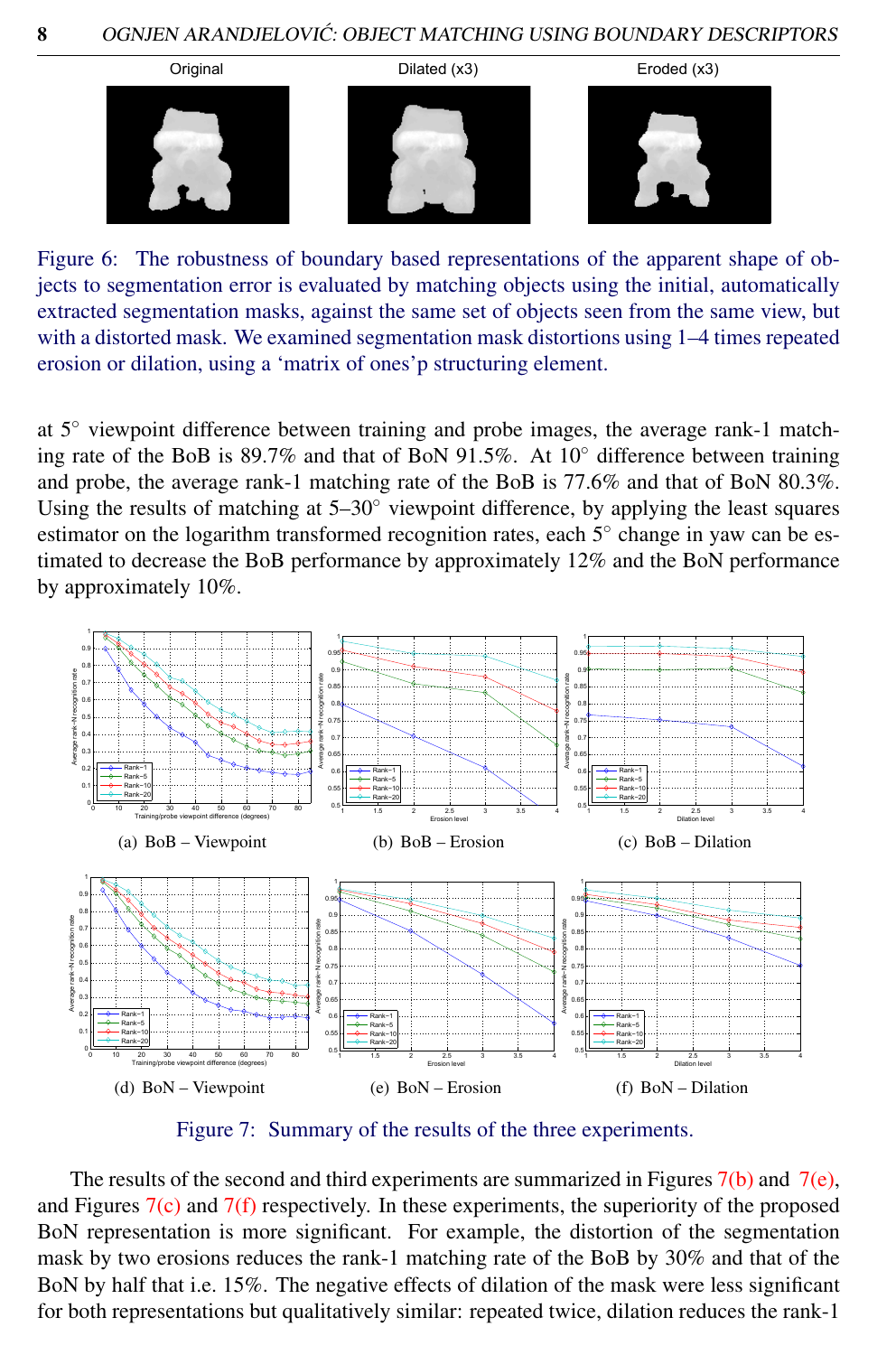Original

Dilated (x3)

Eroded (x3)

Figure 6: The robustness of boundary based representations of the apparent shape of objects to segmentation error is evaluated by matching objects using the initial, automatically extracted segmentation masks, against the same set of objects seen from the same view, but with a distorted mask. We examined segmentation mask distortions using 1–4 times repeated erosion or dilation, using a 'matrix of ones'p structuring element.

at 5° viewpoint difference between training and probe images, the average rank-1 matching rate of the BoB is 89.7% and that of BoN 91.5%. At 10° difference between training and probe, the average rank-1 matching rate of the BoB is 77.6% and that of BoN 80.3%. Using the results of matching at 5–30° viewpoint difference, by applying the least squares estimator on the logarithm transformed recognition rates, each 5° change in yaw can be estimated to decrease the BoB performance by approximately 12% and the BoN performance by approximately 10%.

(a) BoB – Viewpoint

(b) BoB – Erosion

(c) BoB – Dilation

(d) BoN – Viewpoint

(e) BoN – Erosion

(f) BoN – Dilation

Figure 7: Summary of the results of the three experiments.

The results of the second and third experiments are summarized in Figures 7(b) and 7(e), and Figures 7(c) and 7(f) respectively. In these experiments, the superiority of the proposed BoN representation is more significant. For example, the distortion of the segmentation mask by two erosions reduces the rank-1 matching rate of the BoB by 30% and that of the BoN by half that i.e. 15%. The negative effects of dilation of the mask were less significant for both representations but qualitatively similar: repeated twice, dilation reduces the rank-1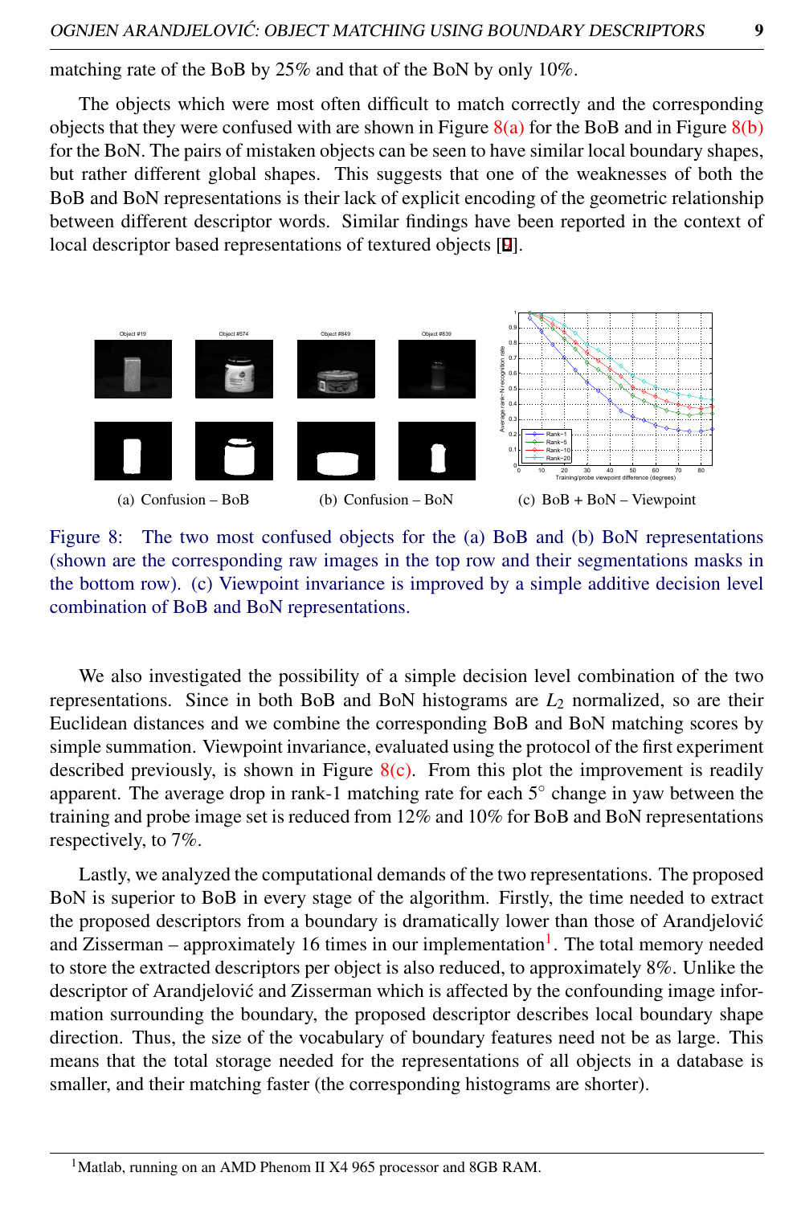matching rate of the BoB by 25% and that of the BoN by only 10%.

The objects which were most often difficult to match correctly and the corresponding objects that they were confused with are shown in Figure 8(a) for the BoB and in Figure 8(b) for the BoN. The pairs of mistaken objects can be seen to have similar local boundary shapes, but rather different global shapes. This suggests that one of the weaknesses of both the BoB and BoN representations is their lack of explicit encoding of the geometric relationship between different descriptor words. Similar findings have been reported in the context of local descriptor based representations of textured objects [2].

Object #19

Object #574

Object #849

Object #839

(a) Confusion – BoB

(b) Confusion – BoN

Average rank-N recognition rate

Training/probe viewpoint difference (degrees)

Rank−1
Rank−5
Rank−10
Rank−20

(c) BoB + BoN – Viewpoint

Figure 8: The two most confused objects for the (a) BoB and (b) BoN representations (shown are the corresponding raw images in the top row and their segmentations masks in the bottom row). (c) Viewpoint invariance is improved by a simple additive decision level combination of BoB and BoN representations.

We also investigated the possibility of a simple decision level combination of the two representations. Since in both BoB and BoN histograms are $L_2$ normalized, so are their Euclidean distances and we combine the corresponding BoB and BoN matching scores by simple summation. Viewpoint invariance, evaluated using the protocol of the first experiment described previously, is shown in Figure 8(c). From this plot the improvement is readily apparent. The average drop in rank-1 matching rate for each $5^\circ$ change in yaw between the training and probe image set is reduced from 12% and 10% for BoB and BoN representations respectively, to 7%.

Lastly, we analyzed the computational demands of the two representations. The proposed BoN is superior to BoB in every stage of the algorithm. Firstly, the time needed to extract the proposed descriptors from a boundary is dramatically lower than those of Arandjelović and Zisserman – approximately 16 times in our implementation[1]. The total memory needed to store the extracted descriptors per object is also reduced, to approximately 8%. Unlike the descriptor of Arandjelović and Zisserman which is affected by the confounding image information surrounding the boundary, the proposed descriptor describes local boundary shape direction. Thus, the size of the vocabulary of boundary features need not be as large. This means that the total storage needed for the representations of all objects in a database is smaller, and their matching faster (the corresponding histograms are shorter).

[1] Matlab, running on an AMD Phenom II X4 965 processor and 8GB RAM.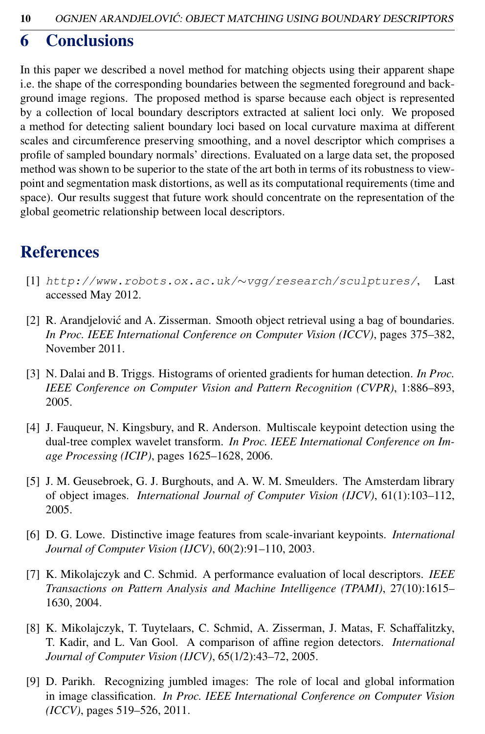## 6 Conclusions

In this paper we described a novel method for matching objects using their apparent shape i.e. the shape of the corresponding boundaries between the segmented foreground and background image regions. The proposed method is sparse because each object is represented by a collection of local boundary descriptors extracted at salient loci only. We proposed a method for detecting salient boundary loci based on local curvature maxima at different scales and circumference preserving smoothing, and a novel descriptor which comprises a profile of sampled boundary normals' directions. Evaluated on a large data set, the proposed method was shown to be superior to the state of the art both in terms of its robustness to viewpoint and segmentation mask distortions, as well as its computational requirements (time and space). Our results suggest that future work should concentrate on the representation of the global geometric relationship between local descriptors.

## References

[1] `http://www.robots.ox.ac.uk/~vgg/research/sculptures/`, Last accessed May 2012.

[2] R. Arandjelović and A. Zisserman. Smooth object retrieval using a bag of boundaries. *In Proc. IEEE International Conference on Computer Vision (ICCV)*, pages 375–382, November 2011.

[3] N. Dalai and B. Triggs. Histograms of oriented gradients for human detection. *In Proc. IEEE Conference on Computer Vision and Pattern Recognition (CVPR)*, 1:886–893, 2005.

[4] J. Fauqueur, N. Kingsbury, and R. Anderson. Multiscale keypoint detection using the dual-tree complex wavelet transform. *In Proc. IEEE International Conference on Image Processing (ICIP)*, pages 1625–1628, 2006.

[5] J. M. Geusebroek, G. J. Burghouts, and A. W. M. Smeulders. The Amsterdam library of object images. *International Journal of Computer Vision (IJCV)*, 61(1):103–112, 2005.

[6] D. G. Lowe. Distinctive image features from scale-invariant keypoints. *International Journal of Computer Vision (IJCV)*, 60(2):91–110, 2003.

[7] K. Mikolajczyk and C. Schmid. A performance evaluation of local descriptors. *IEEE Transactions on Pattern Analysis and Machine Intelligence (TPAMI)*, 27(10):1615–1630, 2004.

[8] K. Mikolajczyk, T. Tuytelaars, C. Schmid, A. Zisserman, J. Matas, F. Schaffalitzky, T. Kadir, and L. Van Gool. A comparison of affine region detectors. *International Journal of Computer Vision (IJCV)*, 65(1/2):43–72, 2005.

[9] D. Parikh. Recognizing jumbled images: The role of local and global information in image classification. *In Proc. IEEE International Conference on Computer Vision (ICCV)*, pages 519–526, 2011.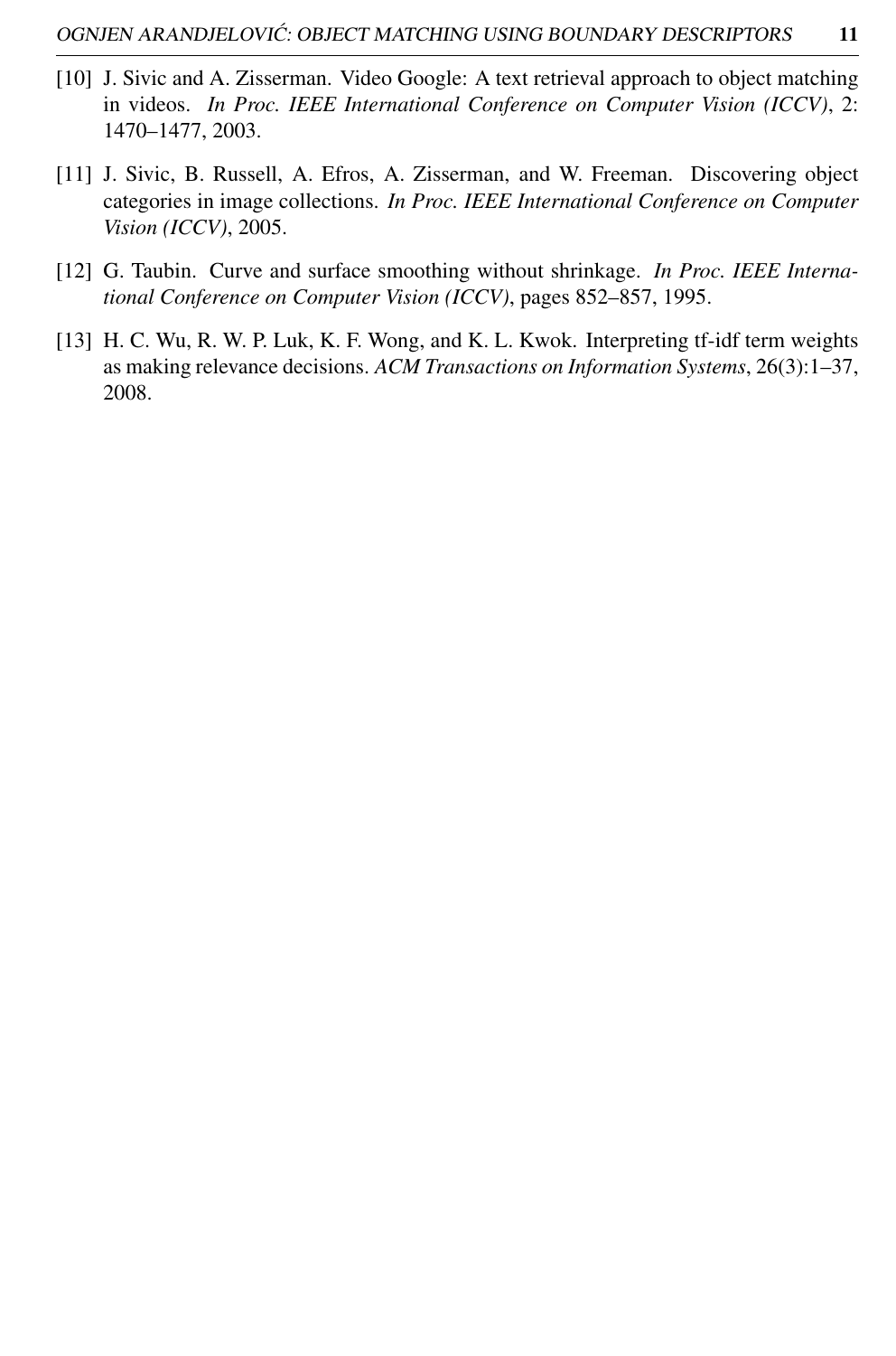[10] J. Sivic and A. Zisserman. Video Google: A text retrieval approach to object matching in videos. *In Proc. IEEE International Conference on Computer Vision (ICCV)*, 2: 1470–1477, 2003.

[11] J. Sivic, B. Russell, A. Efros, A. Zisserman, and W. Freeman. Discovering object categories in image collections. *In Proc. IEEE International Conference on Computer Vision (ICCV)*, 2005.

[12] G. Taubin. Curve and surface smoothing without shrinkage. *In Proc. IEEE International Conference on Computer Vision (ICCV)*, pages 852–857, 1995.

[13] H. C. Wu, R. W. P. Luk, K. F. Wong, and K. L. Kwok. Interpreting tf-idf term weights as making relevance decisions. *ACM Transactions on Information Systems*, 26(3):1–37, 2008.